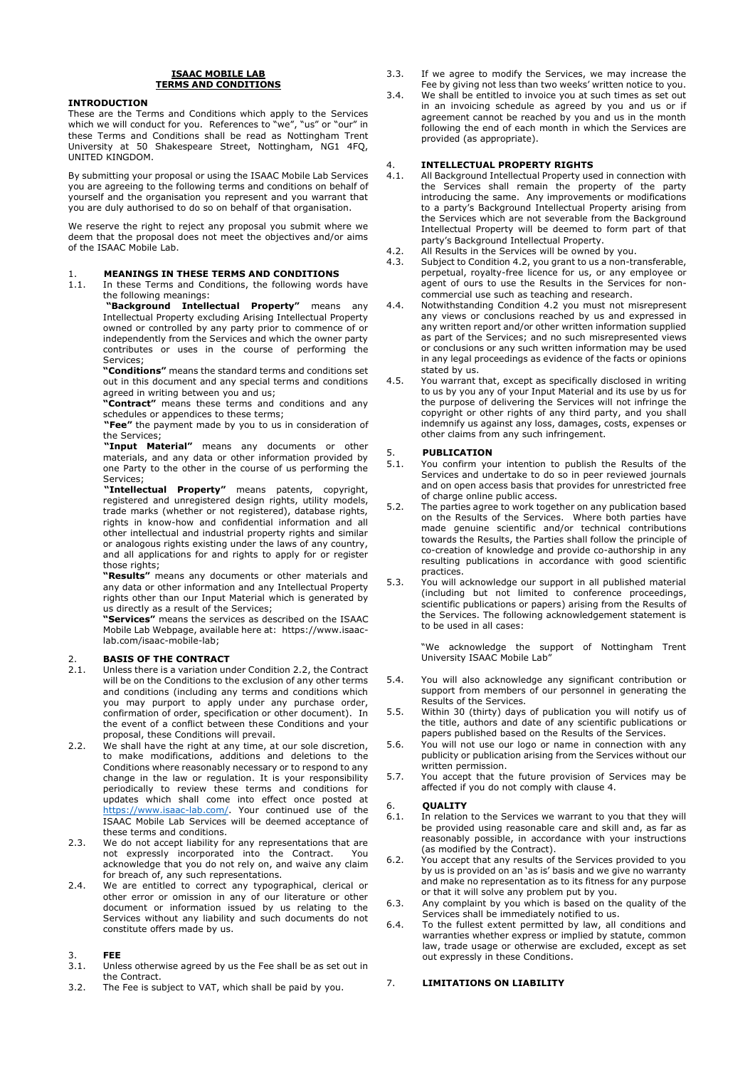# ISAAC MOBILE LAB TERMS AND CONDITIONS

## INTRODUCTION

These are the Terms and Conditions which apply to the Services which we will conduct for you. References to "we", "us" or "our" in these Terms and Conditions shall be read as Nottingham Trent University at 50 Shakespeare Street, Nottingham, NG1 4FQ, UNITED KINGDOM.

By submitting your proposal or using the ISAAC Mobile Lab Services you are agreeing to the following terms and conditions on behalf of yourself and the organisation you represent and you warrant that you are duly authorised to do so on behalf of that organisation.

We reserve the right to reject any proposal you submit where we deem that the proposal does not meet the objectives and/or aims of the ISAAC Mobile Lab.

## 1. MEANINGS IN THESE TERMS AND CONDITIONS

1.1. In these Terms and Conditions, the following words have the following meanings:

**"Background Intellectual Property"** means any Intellectual Property excluding Arising Intellectual Property owned or controlled by any party prior to commence of or independently from the Services and which the owner party contributes or uses in the course of performing the Services;

**"Conditions"** means the standard terms and conditions set out in this document and any special terms and conditions agreed in writing between you and us;

**"Contract"** means these terms and conditions and any schedules or appendices to these terms;

**"Fee"** the payment made by you to us in consideration of the Services;

**"Input Material"** means any documents or other materials, and any data or other information provided by one Party to the other in the course of us performing the Services;

**"Intellectual Property"** means patents, copyright, registered and unregistered design rights, utility models, trade marks (whether or not registered), database rights, rights in know-how and confidential information and all other intellectual and industrial property rights and similar or analogous rights existing under the laws of any country, and all applications for and rights to apply for or register those rights;

**"Results"** means any documents or other materials and any data or other information and any Intellectual Property rights other than our Input Material which is generated by us directly as a result of the Services;

**"Services"** means the services as described on the ISAAC Mobile Lab Webpage, available here at: https://www.isaac-lab.com/isaac-mobile-lab;

## 2. BASIS OF THE CONTRACT

2.1. Unless there is a variation under Condition 2.2, the Contract will be on the Conditions to the exclusion of any other terms and conditions (including any terms and conditions which you may purport to apply under any purchase order, confirmation of order, specification or other document). In the event of a conflict between these Conditions and your proposal, these Conditions will prevail.

2.2. We shall have the right at any time, at our sole discretion, to make modifications, additions and deletions to the Conditions where reasonably necessary or to respond to any change in the law or regulation. It is your responsibility periodically to review these terms and conditions for updates which shall come into effect once posted at https://www.isaac-lab.com/. Your continued use of the ISAAC Mobile Lab Services will be deemed acceptance of these terms and conditions.

2.3. We do not accept liability for any representations that are not expressly incorporated into the Contract. You acknowledge that you do not rely on, and waive any claim for breach of, any such representations.

2.4. We are entitled to correct any typographical, clerical or other error or omission in any of our literature or other document or information issued by us relating to the Services without any liability and such documents do not constitute offers made by us.

## 3. FEE

3.1. Unless otherwise agreed by us the Fee shall be as set out in the Contract.

3.2. The Fee is subject to VAT, which shall be paid by you.

3.3. If we agree to modify the Services, we may increase the Fee by giving not less than two weeks' written notice to you.

3.4. We shall be entitled to invoice you at such times as set out in an invoicing schedule as agreed by you and us or if agreement cannot be reached by you and us in the month following the end of each month in which the Services are provided (as appropriate).

## 4. INTELLECTUAL PROPERTY RIGHTS

4.1. All Background Intellectual Property used in connection with the Services shall remain the property of the party introducing the same. Any improvements or modifications to a party's Background Intellectual Property arising from the Services which are not severable from the Background Intellectual Property will be deemed to form part of that party's Background Intellectual Property.

4.2. All Results in the Services will be owned by you.

4.3. Subject to Condition 4.2, you grant to us a non-transferable, perpetual, royalty-free licence for us, or any employee or agent of ours to use the Results in the Services for non-commercial use such as teaching and research.

4.4. Notwithstanding Condition 4.2 you must not misrepresent any views or conclusions reached by us and expressed in any written report and/or other written information supplied as part of the Services; and no such misrepresented views or conclusions or any such written information may be used in any legal proceedings as evidence of the facts or opinions stated by us.

4.5. You warrant that, except as specifically disclosed in writing to us by you any of your Input Material and its use by us for the purpose of delivering the Services will not infringe the copyright or other rights of any third party, and you shall indemnify us against any loss, damages, costs, expenses or other claims from any such infringement.

## 5. PUBLICATION

5.1. You confirm your intention to publish the Results of the Services and undertake to do so in peer reviewed journals and on open access basis that provides for unrestricted free of charge online public access.

5.2. The parties agree to work together on any publication based on the Results of the Services. Where both parties have made genuine scientific and/or technical contributions towards the Results, the Parties shall follow the principle of co-creation of knowledge and provide co-authorship in any resulting publications in accordance with good scientific practices.

5.3. You will acknowledge our support in all published material (including but not limited to conference proceedings, scientific publications or papers) arising from the Results of the Services. The following acknowledgement statement is to be used in all cases:

"We acknowledge the support of Nottingham Trent University ISAAC Mobile Lab"

5.4. You will also acknowledge any significant contribution or support from members of our personnel in generating the Results of the Services.

5.5. Within 30 (thirty) days of publication you will notify us of the title, authors and date of any scientific publications or papers published based on the Results of the Services.

5.6. You will not use our logo or name in connection with any publicity or publication arising from the Services without our written permission.

5.7. You accept that the future provision of Services may be affected if you do not comply with clause 4.

## 6. QUALITY

6.1. In relation to the Services we warrant to you that they will be provided using reasonable care and skill and, as far as reasonably possible, in accordance with your instructions (as modified by the Contract).

6.2. You accept that any results of the Services provided to you by us is provided on an 'as is' basis and we give no warranty and make no representation as to its fitness for any purpose or that it will solve any problem put by you.

6.3. Any complaint by you which is based on the quality of the Services shall be immediately notified to us.

6.4. To the fullest extent permitted by law, all conditions and warranties whether express or implied by statute, common law, trade usage or otherwise are excluded, except as set out expressly in these Conditions.

## 7. LIMITATIONS ON LIABILITY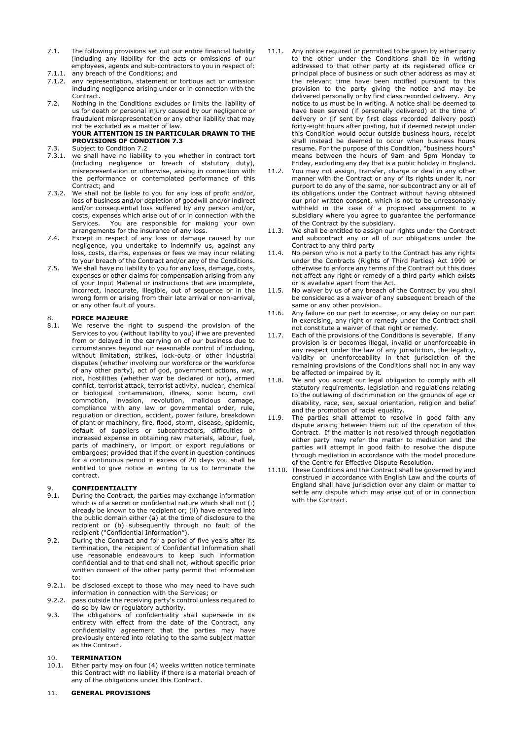7.1. The following provisions set out our entire financial liability (including any liability for the acts or omissions of our employees, agents and sub-contractors to you in respect of:

7.1.1. any breach of the Conditions; and

7.1.2. any representation, statement or tortious act or omission including negligence arising under or in connection with the Contract.

7.2. Nothing in the Conditions excludes or limits the liability of us for death or personal injury caused by our negligence or fraudulent misrepresentation or any other liability that may not be excluded as a matter of law.

**YOUR ATTENTION IS IN PARTICULAR DRAWN TO THE PROVISIONS OF CONDITION 7.3**

7.3. Subject to Condition 7.2

7.3.1. we shall have no liability to you whether in contract tort (including negligence or breach of statutory duty), misrepresentation or otherwise, arising in connection with the performance or contemplated performance of this Contract; and

7.3.2. We shall not be liable to you for any loss of profit and/or, loss of business and/or depletion of goodwill and/or indirect and/or consequential loss suffered by any person and/or, costs, expenses which arise out of or in connection with the Services. You are responsible for making your own arrangements for the insurance of any loss.

7.4. Except in respect of any loss or damage caused by our negligence, you undertake to indemnify us, against any loss, costs, claims, expenses or fees we may incur relating to your breach of the Contract and/or any of the Conditions.

7.5. We shall have no liability to you for any loss, damage, costs, expenses or other claims for compensation arising from any of your Input Material or instructions that are incomplete, incorrect, inaccurate, illegible, out of sequence or in the wrong form or arising from their late arrival or non-arrival, or any other fault of yours.

## 8. FORCE MAJEURE

8.1. We reserve the right to suspend the provision of the Services to you (without liability to you) if we are prevented from or delayed in the carrying on of our business due to circumstances beyond our reasonable control of including, without limitation, strikes, lock-outs or other industrial disputes (whether involving our workforce or the workforce of any other party), act of god, government actions, war, riot, hostilities (whether war be declared or not), armed conflict, terrorist attack, terrorist activity, nuclear, chemical or biological contamination, illness, sonic boom, civil commotion, invasion, revolution, malicious damage, compliance with any law or governmental order, rule, regulation or direction, accident, power failure, breakdown of plant or machinery, fire, flood, storm, disease, epidemic, default of suppliers or subcontractors, difficulties or increased expense in obtaining raw materials, labour, fuel, parts of machinery, or import or export regulations or embargoes; provided that if the event in question continues for a continuous period in excess of 20 days you shall be entitled to give notice in writing to us to terminate the contract.

## 9. CONFIDENTIALITY

9.1. During the Contract, the parties may exchange information which is of a secret or confidential nature which shall not (i) already be known to the recipient or; (ii) have entered into the public domain either (a) at the time of disclosure to the recipient or (b) subsequently through no fault of the recipient ("Confidential Information").

9.2. During the Contract and for a period of five years after its termination, the recipient of Confidential Information shall use reasonable endeavours to keep such information confidential and to that end shall not, without specific prior written consent of the other party permit that information to:

9.2.1. be disclosed except to those who may need to have such information in connection with the Services; or

9.2.2. pass outside the receiving party's control unless required to do so by law or regulatory authority.

9.3. The obligations of confidentiality shall supersede in its entirety with effect from the date of the Contract, any confidentiality agreement that the parties may have previously entered into relating to the same subject matter as the Contract.

## 10. TERMINATION

10.1. Either party may on four (4) weeks written notice terminate this Contract with no liability if there is a material breach of any of the obligations under this Contract.

## 11. GENERAL PROVISIONS

11.1. Any notice required or permitted to be given by either party to the other under the Conditions shall be in writing addressed to that other party at its registered office or principal place of business or such other address as may at the relevant time have been notified pursuant to this provision to the party giving the notice and may be delivered personally or by first class recorded delivery. Any notice to us must be in writing. A notice shall be deemed to have been served (if personally delivered) at the time of delivery or (if sent by first class recorded delivery post) forty-eight hours after posting, but if deemed receipt under this Condition would occur outside business hours, receipt shall instead be deemed to occur when business hours resume. For the purpose of this Condition, "business hours" means between the hours of 9am and 5pm Monday to Friday, excluding any day that is a public holiday in England.

11.2. You may not assign, transfer, charge or deal in any other manner with the Contract or any of its rights under it, nor purport to do any of the same, nor subcontract any or all of its obligations under the Contract without having obtained our prior written consent, which is not to be unreasonably withheld in the case of a proposed assignment to a subsidiary where you agree to guarantee the performance of the Contract by the subsidiary.

11.3. We shall be entitled to assign our rights under the Contract and subcontract any or all of our obligations under the Contract to any third party

11.4. No person who is not a party to the Contract has any rights under the Contracts (Rights of Third Parties) Act 1999 or otherwise to enforce any terms of the Contract but this does not affect any right or remedy of a third party which exists or is available apart from the Act.

11.5. No waiver by us of any breach of the Contract by you shall be considered as a waiver of any subsequent breach of the same or any other provision.

11.6. Any failure on our part to exercise, or any delay on our part in exercising, any right or remedy under the Contract shall not constitute a waiver of that right or remedy.

11.7. Each of the provisions of the Conditions is severable. If any provision is or becomes illegal, invalid or unenforceable in any respect under the law of any jurisdiction, the legality, validity or unenforceability in that jurisdiction of the remaining provisions of the Conditions shall not in any way be affected or impaired by it.

11.8. We and you accept our legal obligation to comply with all statutory requirements, legislation and regulations relating to the outlawing of discrimination on the grounds of age or disability, race, sex, sexual orientation, religion and belief and the promotion of racial equality.

11.9. The parties shall attempt to resolve in good faith any dispute arising between them out of the operation of this Contract. If the matter is not resolved through negotiation either party may refer the matter to mediation and the parties will attempt in good faith to resolve the dispute through mediation in accordance with the model procedure of the Centre for Effective Dispute Resolution.

11.10. These Conditions and the Contract shall be governed by and construed in accordance with English Law and the courts of England shall have jurisdiction over any claim or matter to settle any dispute which may arise out of or in connection with the Contract.